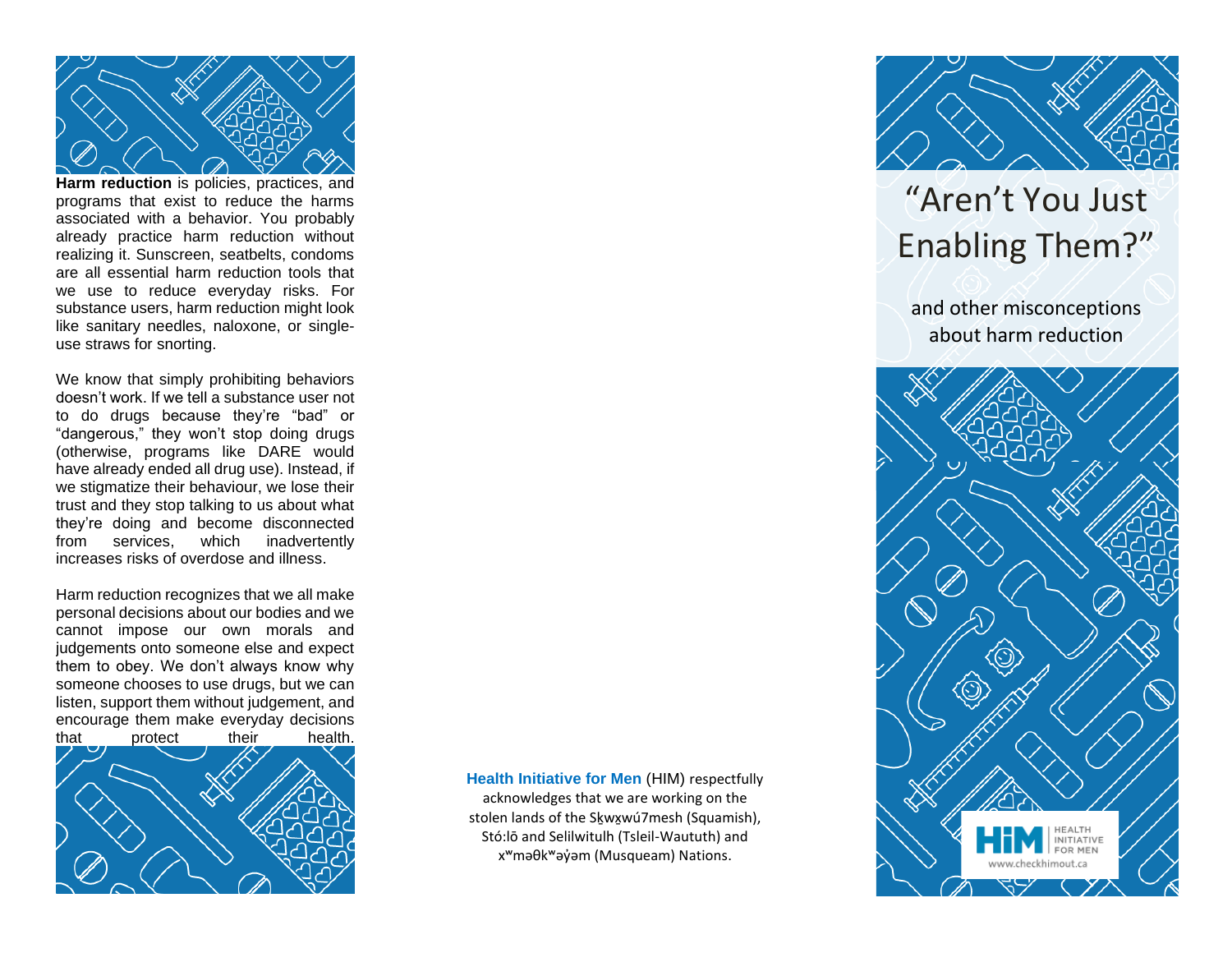**Harm reduction** is policies, practices, and programs that exist to reduce the harms associated with a behavior. You probably already practice harm reduction without realizing it. Sunscreen, seatbelts, condoms are all essential harm reduction tools that we use to reduce everyday risks. For substance users, harm reduction might look like sanitary needles, naloxone, or single-use straws for snorting.

We know that simply prohibiting behaviors doesn't work. If we tell a substance user not to do drugs because they're "bad" or "dangerous," they won't stop doing drugs (otherwise, programs like DARE would have already ended all drug use). Instead, if we stigmatize their behaviour, we lose their trust and they stop talking to us about what they're doing and become disconnected from services, which inadvertently increases risks of overdose and illness.

Harm reduction recognizes that we all make personal decisions about our bodies and we cannot impose our own morals and judgements onto someone else and expect them to obey. We don't always know why someone chooses to use drugs, but we can listen, support them without judgement, and encourage them make everyday decisions that protect their health.

**Health Initiative for Men** (HIM) respectfully acknowledges that we are working on the stolen lands of the Sḵwx̱wú7mesh (Squamish), Stó:lō and Selilwitulh (Tsleil-Waututh) and xʷməθkʷəy̓əm (Musqueam) Nations.

# "Aren't You Just Enabling Them?"

and other misconceptions about harm reduction

HIM HEALTH INITIATIVE FOR MEN
www.checkhimout.ca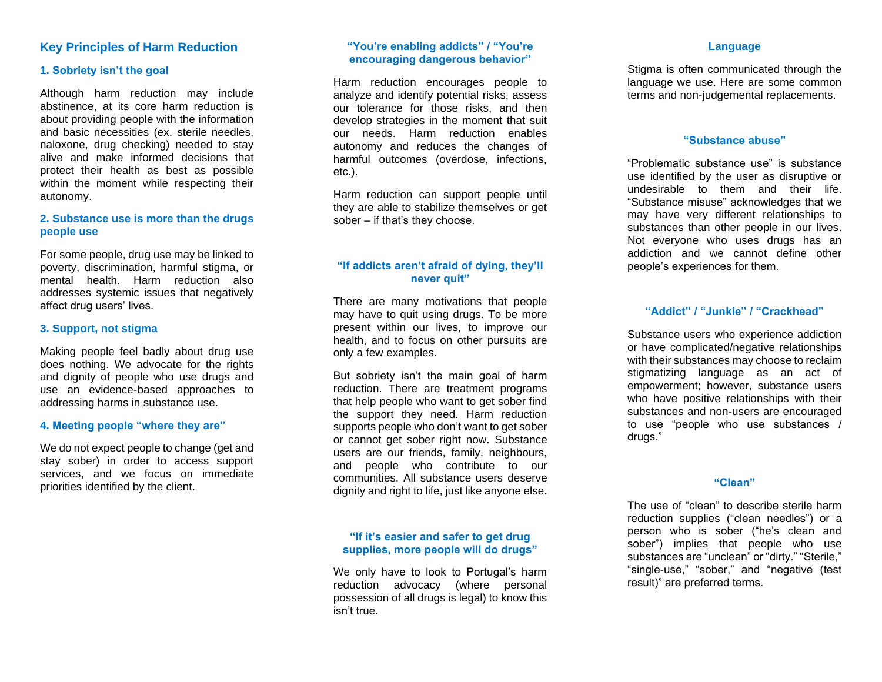## Key Principles of Harm Reduction

### 1. Sobriety isn't the goal

Although harm reduction may include abstinence, at its core harm reduction is about providing people with the information and basic necessities (ex. sterile needles, naloxone, drug checking) needed to stay alive and make informed decisions that protect their health as best as possible within the moment while respecting their autonomy.

### 2. Substance use is more than the drugs people use

For some people, drug use may be linked to poverty, discrimination, harmful stigma, or mental health. Harm reduction also addresses systemic issues that negatively affect drug users' lives.

### 3. Support, not stigma

Making people feel badly about drug use does nothing. We advocate for the rights and dignity of people who use drugs and use an evidence-based approaches to addressing harms in substance use.

### 4. Meeting people "where they are"

We do not expect people to change (get and stay sober) in order to access support services, and we focus on immediate priorities identified by the client.

### "You're enabling addicts" / "You're encouraging dangerous behavior"

Harm reduction encourages people to analyze and identify potential risks, assess our tolerance for those risks, and then develop strategies in the moment that suit our needs. Harm reduction enables autonomy and reduces the changes of harmful outcomes (overdose, infections, etc.).

Harm reduction can support people until they are able to stabilize themselves or get sober – if that's they choose.

### "If addicts aren't afraid of dying, they'll never quit"

There are many motivations that people may have to quit using drugs. To be more present within our lives, to improve our health, and to focus on other pursuits are only a few examples.

But sobriety isn't the main goal of harm reduction. There are treatment programs that help people who want to get sober find the support they need. Harm reduction supports people who don't want to get sober or cannot get sober right now. Substance users are our friends, family, neighbours, and people who contribute to our communities. All substance users deserve dignity and right to life, just like anyone else.

### "If it's easier and safer to get drug supplies, more people will do drugs"

We only have to look to Portugal's harm reduction advocacy (where personal possession of all drugs is legal) to know this isn't true.

### Language

Stigma is often communicated through the language we use. Here are some common terms and non-judgemental replacements.

### "Substance abuse"

"Problematic substance use" is substance use identified by the user as disruptive or undesirable to them and their life. "Substance misuse" acknowledges that we may have very different relationships to substances than other people in our lives. Not everyone who uses drugs has an addiction and we cannot define other people's experiences for them.

### "Addict" / "Junkie" / "Crackhead"

Substance users who experience addiction or have complicated/negative relationships with their substances may choose to reclaim stigmatizing language as an act of empowerment; however, substance users who have positive relationships with their substances and non-users are encouraged to use "people who use substances / drugs."

### "Clean"

The use of "clean" to describe sterile harm reduction supplies ("clean needles") or a person who is sober ("he's clean and sober") implies that people who use substances are "unclean" or "dirty." "Sterile," "single-use," "sober," and "negative (test result)" are preferred terms.